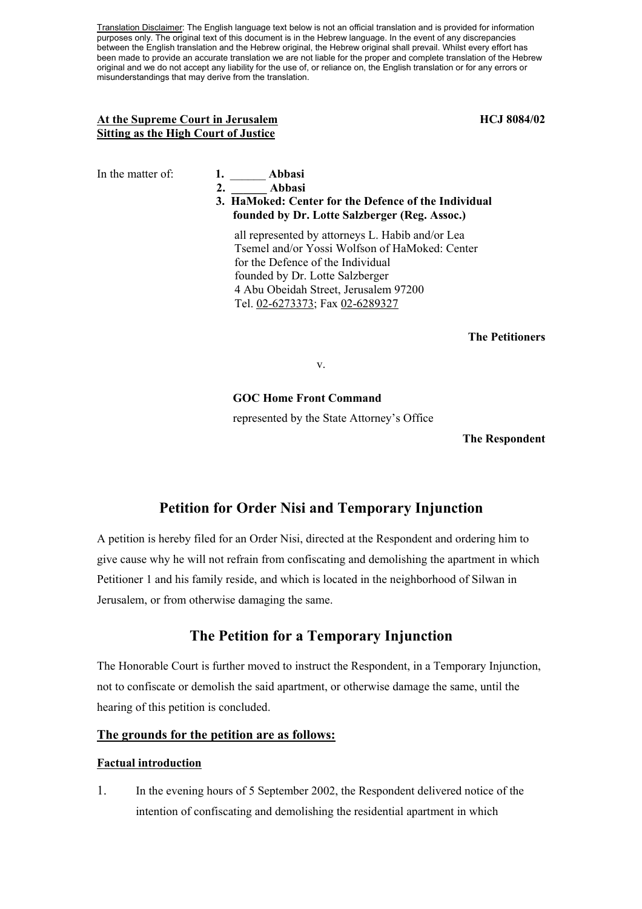Translation Disclaimer: The English language text below is not an official translation and is provided for information purposes only. The original text of this document is in the Hebrew language. In the event of any discrepancies between the English translation and the Hebrew original, the Hebrew original shall prevail. Whilst every effort has been made to provide an accurate translation we are not liable for the proper and complete translation of the Hebrew original and we do not accept any liability for the use of, or reliance on, the English translation or for any errors or misunderstandings that may derive from the translation.

**At the Supreme Court in Jerusalem**
**Sitting as the High Court of Justice**

**HCJ 8084/02**

In the matter of:

1. **______ Abbasi**
2. **______ Abbasi**
3. **HaMoked: Center for the Defence of the Individual founded by Dr. Lotte Salzberger (Reg. Assoc.)**

all represented by attorneys L. Habib and/or Lea Tsemel and/or Yossi Wolfson of HaMoked: Center for the Defence of the Individual founded by Dr. Lotte Salzberger
4 Abu Obeidah Street, Jerusalem 97200
Tel. 02-6273373; Fax 02-6289327

**The Petitioners**

v.

**GOC Home Front Command**
represented by the State Attorney's Office

**The Respondent**

# Petition for Order Nisi and Temporary Injunction

A petition is hereby filed for an Order Nisi, directed at the Respondent and ordering him to give cause why he will not refrain from confiscating and demolishing the apartment in which Petitioner 1 and his family reside, and which is located in the neighborhood of Silwan in Jerusalem, or from otherwise damaging the same.

# The Petition for a Temporary Injunction

The Honorable Court is further moved to instruct the Respondent, in a Temporary Injunction, not to confiscate or demolish the said apartment, or otherwise damage the same, until the hearing of this petition is concluded.

## The grounds for the petition are as follows:

### Factual introduction

1. In the evening hours of 5 September 2002, the Respondent delivered notice of the intention of confiscating and demolishing the residential apartment in which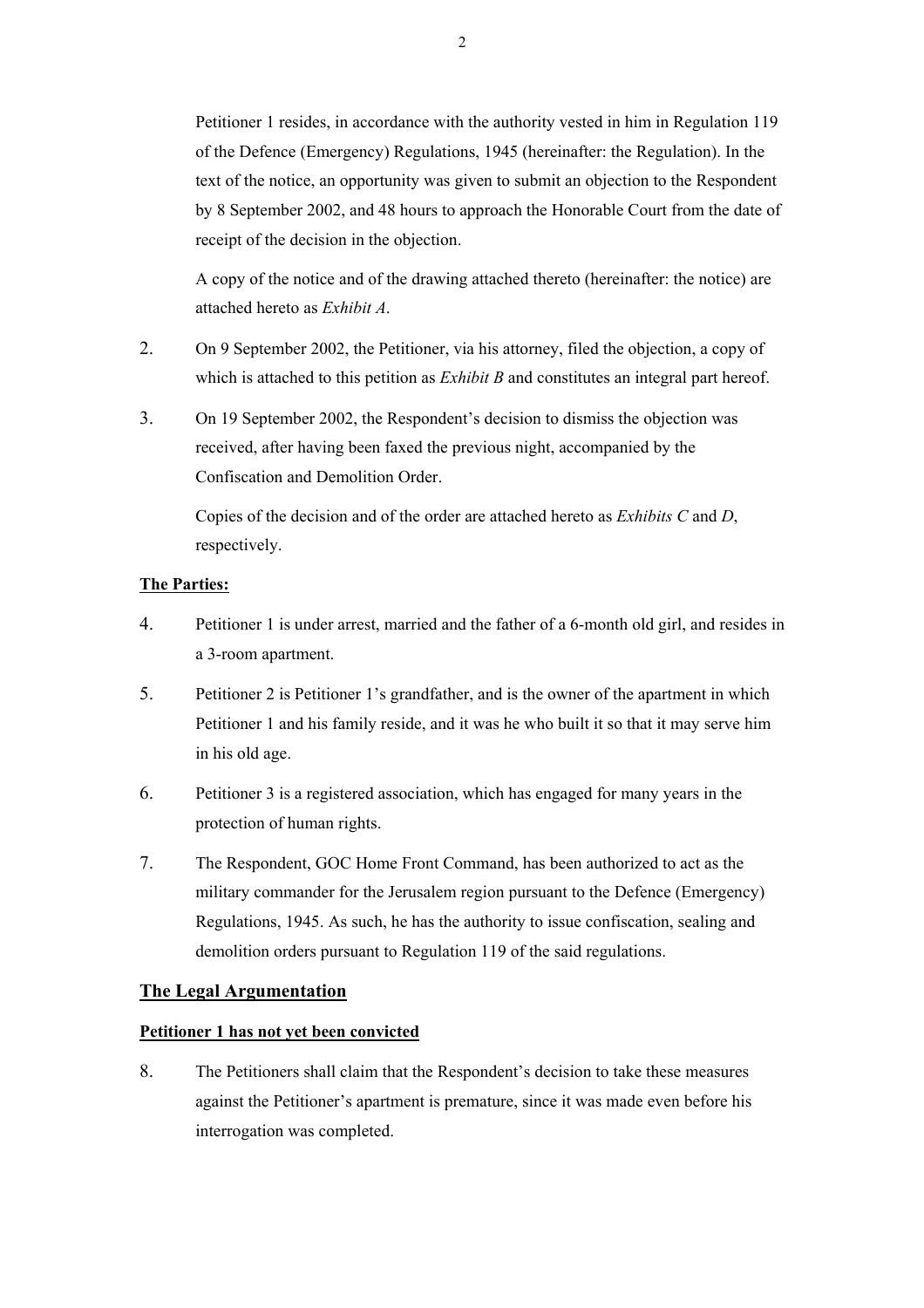Petitioner 1 resides, in accordance with the authority vested in him in Regulation 119 of the Defence (Emergency) Regulations, 1945 (hereinafter: the Regulation). In the text of the notice, an opportunity was given to submit an objection to the Respondent by 8 September 2002, and 48 hours to approach the Honorable Court from the date of receipt of the decision in the objection.

A copy of the notice and of the drawing attached thereto (hereinafter: the notice) are attached hereto as *Exhibit A*.

2. On 9 September 2002, the Petitioner, via his attorney, filed the objection, a copy of which is attached to this petition as *Exhibit B* and constitutes an integral part hereof.

3. On 19 September 2002, the Respondent's decision to dismiss the objection was received, after having been faxed the previous night, accompanied by the Confiscation and Demolition Order.

   Copies of the decision and of the order are attached hereto as *Exhibits C* and *D*, respectively.

**The Parties:**

4. Petitioner 1 is under arrest, married and the father of a 6-month old girl, and resides in a 3-room apartment.

5. Petitioner 2 is Petitioner 1's grandfather, and is the owner of the apartment in which Petitioner 1 and his family reside, and it was he who built it so that it may serve him in his old age.

6. Petitioner 3 is a registered association, which has engaged for many years in the protection of human rights.

7. The Respondent, GOC Home Front Command, has been authorized to act as the military commander for the Jerusalem region pursuant to the Defence (Emergency) Regulations, 1945. As such, he has the authority to issue confiscation, sealing and demolition orders pursuant to Regulation 119 of the said regulations.

## The Legal Argumentation

**Petitioner 1 has not yet been convicted**

8. The Petitioners shall claim that the Respondent's decision to take these measures against the Petitioner's apartment is premature, since it was made even before his interrogation was completed.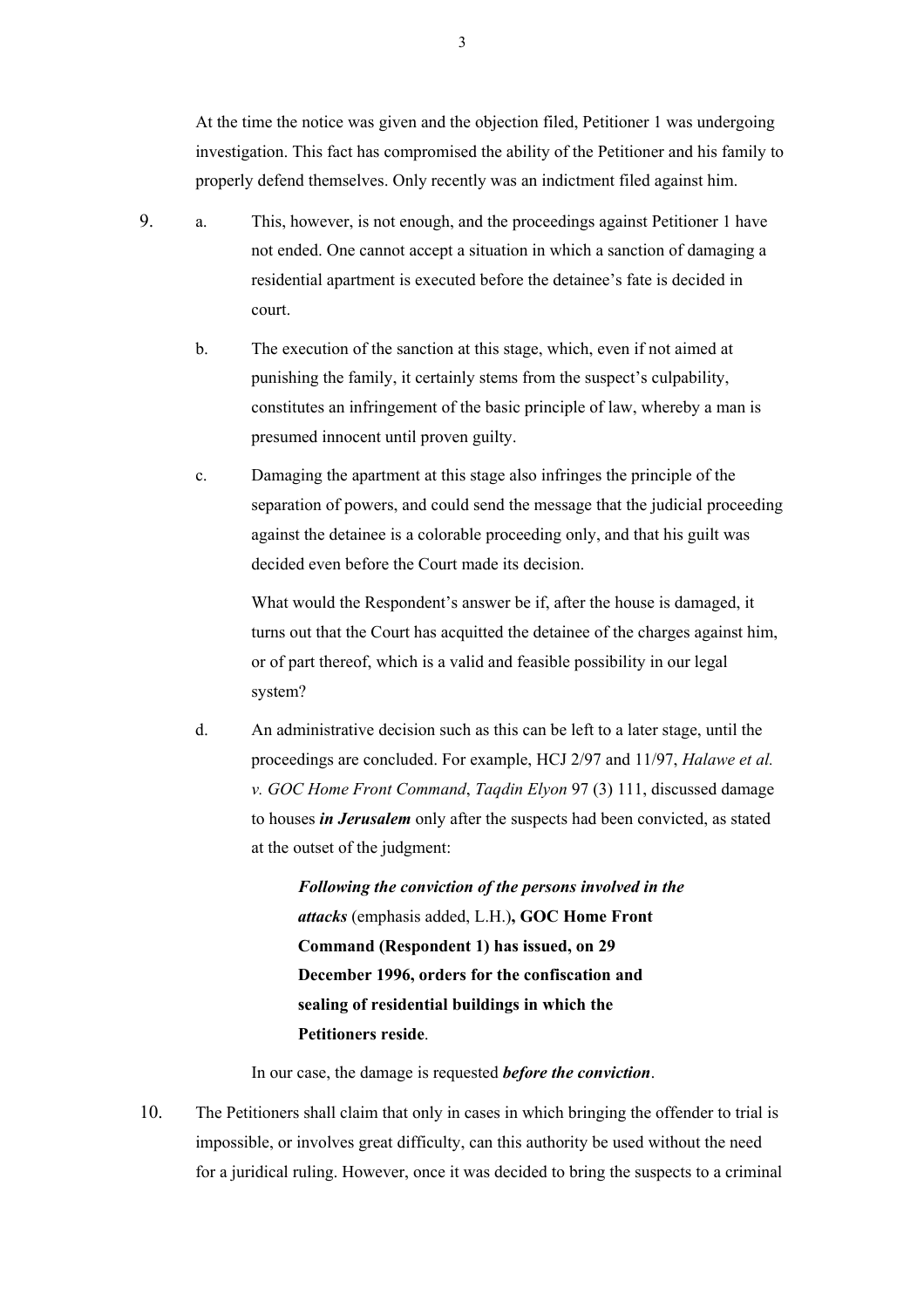At the time the notice was given and the objection filed, Petitioner 1 was undergoing investigation. This fact has compromised the ability of the Petitioner and his family to properly defend themselves. Only recently was an indictment filed against him.

9. a. This, however, is not enough, and the proceedings against Petitioner 1 have not ended. One cannot accept a situation in which a sanction of damaging a residential apartment is executed before the detainee's fate is decided in court.

   b. The execution of the sanction at this stage, which, even if not aimed at punishing the family, it certainly stems from the suspect's culpability, constitutes an infringement of the basic principle of law, whereby a man is presumed innocent until proven guilty.

   c. Damaging the apartment at this stage also infringes the principle of the separation of powers, and could send the message that the judicial proceeding against the detainee is a colorable proceeding only, and that his guilt was decided even before the Court made its decision.

   What would the Respondent's answer be if, after the house is damaged, it turns out that the Court has acquitted the detainee of the charges against him, or of part thereof, which is a valid and feasible possibility in our legal system?

   d. An administrative decision such as this can be left to a later stage, until the proceedings are concluded. For example, HCJ 2/97 and 11/97, *Halawe et al. v. GOC Home Front Command*, *Taqdin Elyon* 97 (3) 111, discussed damage to houses ***in Jerusalem*** only after the suspects had been convicted, as stated at the outset of the judgment:

   > ***Following the conviction of the persons involved in the attacks*** (emphasis added, L.H.)**, GOC Home Front Command (Respondent 1) has issued, on 29 December 1996, orders for the confiscation and sealing of residential buildings in which the Petitioners reside**.

   In our case, the damage is requested ***before the conviction***.

10. The Petitioners shall claim that only in cases in which bringing the offender to trial is impossible, or involves great difficulty, can this authority be used without the need for a juridical ruling. However, once it was decided to bring the suspects to a criminal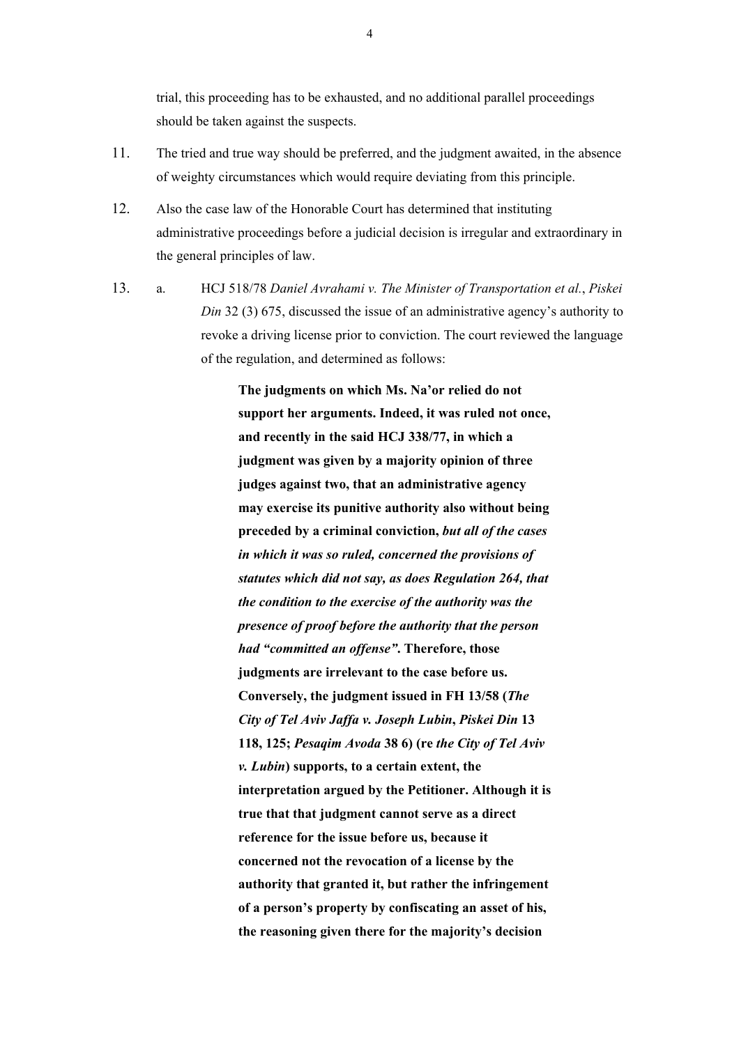trial, this proceeding has to be exhausted, and no additional parallel proceedings should be taken against the suspects.

11. The tried and true way should be preferred, and the judgment awaited, in the absence of weighty circumstances which would require deviating from this principle.

12. Also the case law of the Honorable Court has determined that instituting administrative proceedings before a judicial decision is irregular and extraordinary in the general principles of law.

13. a. HCJ 518/78 *Daniel Avrahami v. The Minister of Transportation et al.*, *Piskei Din* 32 (3) 675, discussed the issue of an administrative agency's authority to revoke a driving license prior to conviction. The court reviewed the language of the regulation, and determined as follows:

> **The judgments on which Ms. Na'or relied do not support her arguments. Indeed, it was ruled not once, and recently in the said HCJ 338/77, in which a judgment was given by a majority opinion of three judges against two, that an administrative agency may exercise its punitive authority also without being preceded by a criminal conviction, *but all of the cases in which it was so ruled, concerned the provisions of statutes which did not say, as does Regulation 264, that the condition to the exercise of the authority was the presence of proof before the authority that the person had "committed an offense".* Therefore, those judgments are irrelevant to the case before us. Conversely, the judgment issued in FH 13/58 (*The City of Tel Aviv Jaffa v. Joseph Lubin*, *Piskei Din* 13 118, 125; *Pesaqim Avoda* 38 6) (re *the City of Tel Aviv v. Lubin*) supports, to a certain extent, the interpretation argued by the Petitioner. Although it is true that that judgment cannot serve as a direct reference for the issue before us, because it concerned not the revocation of a license by the authority that granted it, but rather the infringement of a person's property by confiscating an asset of his, the reasoning given there for the majority's decision**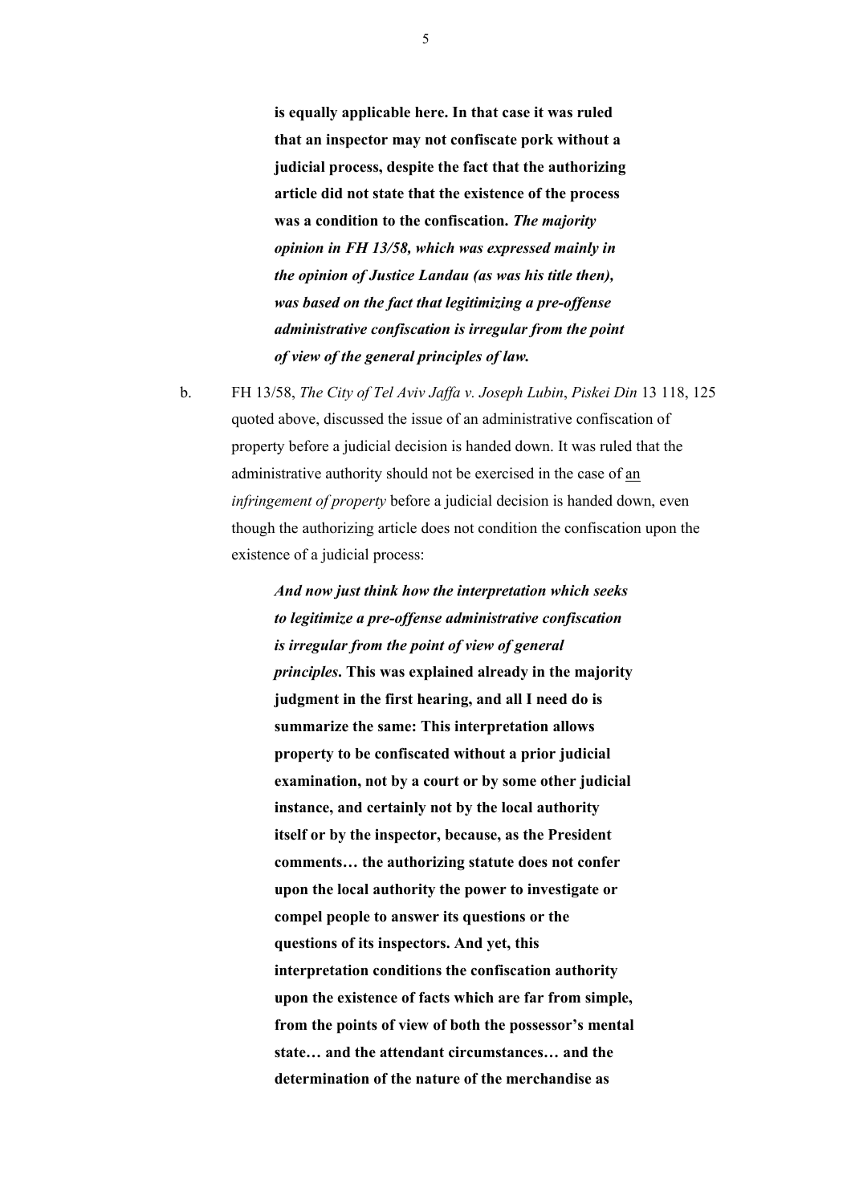> **is equally applicable here. In that case it was ruled that an inspector may not confiscate pork without a judicial process, despite the fact that the authorizing article did not state that the existence of the process was a condition to the confiscation.** ***The majority opinion in FH 13/58, which was expressed mainly in the opinion of Justice Landau (as was his title then), was based on the fact that legitimizing a pre-offense administrative confiscation is irregular from the point of view of the general principles of law.***

b. FH 13/58, *The City of Tel Aviv Jaffa v. Joseph Lubin*, *Piskei Din* 13 118, 125 quoted above, discussed the issue of an administrative confiscation of property before a judicial decision is handed down. It was ruled that the administrative authority should not be exercised in the case of <u>an</u> *infringement of property* before a judicial decision is handed down, even though the authorizing article does not condition the confiscation upon the existence of a judicial process:

> ***And now just think how the interpretation which seeks to legitimize a pre-offense administrative confiscation is irregular from the point of view of general principles*****. This was explained already in the majority judgment in the first hearing, and all I need do is summarize the same: This interpretation allows property to be confiscated without a prior judicial examination, not by a court or by some other judicial instance, and certainly not by the local authority itself or by the inspector, because, as the President comments… the authorizing statute does not confer upon the local authority the power to investigate or compel people to answer its questions or the questions of its inspectors. And yet, this interpretation conditions the confiscation authority upon the existence of facts which are far from simple, from the points of view of both the possessor's mental state… and the attendant circumstances… and the determination of the nature of the merchandise as**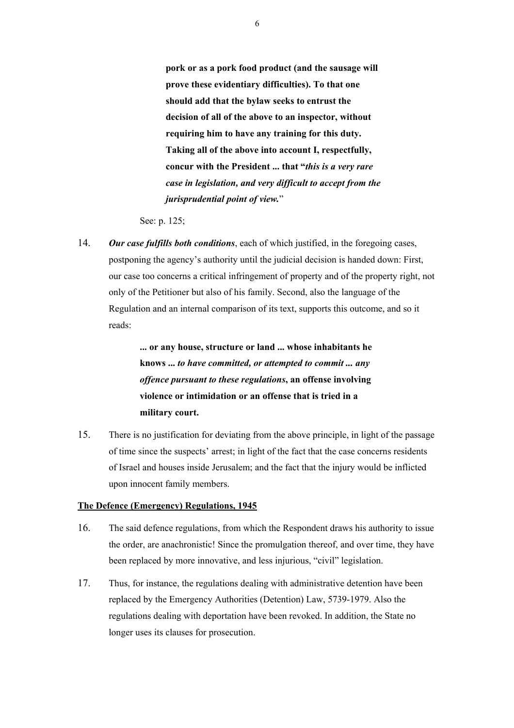> **pork or as a pork food product (and the sausage will prove these evidentiary difficulties). To that one should add that the bylaw seeks to entrust the decision of all of the above to an inspector, without requiring him to have any training for this duty. Taking all of the above into account I, respectfully, concur with the President ... that "*this is a very rare case in legislation, and very difficult to accept from the jurisprudential point of view.*"**

See: p. 125;

14. ***Our case fulfills both conditions***, each of which justified, in the foregoing cases, postponing the agency's authority until the judicial decision is handed down: First, our case too concerns a critical infringement of property and of the property right, not only of the Petitioner but also of his family. Second, also the language of the Regulation and an internal comparison of its text, supports this outcome, and so it reads:

> **... or any house, structure or land ... whose inhabitants he knows ... *to have committed, or attempted to commit ... any offence pursuant to these regulations*, an offense involving violence or intimidation or an offense that is tried in a military court.**

15. There is no justification for deviating from the above principle, in light of the passage of time since the suspects' arrest; in light of the fact that the case concerns residents of Israel and houses inside Jerusalem; and the fact that the injury would be inflicted upon innocent family members.

**<u>The Defence (Emergency) Regulations, 1945</u>**

16. The said defence regulations, from which the Respondent draws his authority to issue the order, are anachronistic! Since the promulgation thereof, and over time, they have been replaced by more innovative, and less injurious, "civil" legislation.

17. Thus, for instance, the regulations dealing with administrative detention have been replaced by the Emergency Authorities (Detention) Law, 5739-1979. Also the regulations dealing with deportation have been revoked. In addition, the State no longer uses its clauses for prosecution.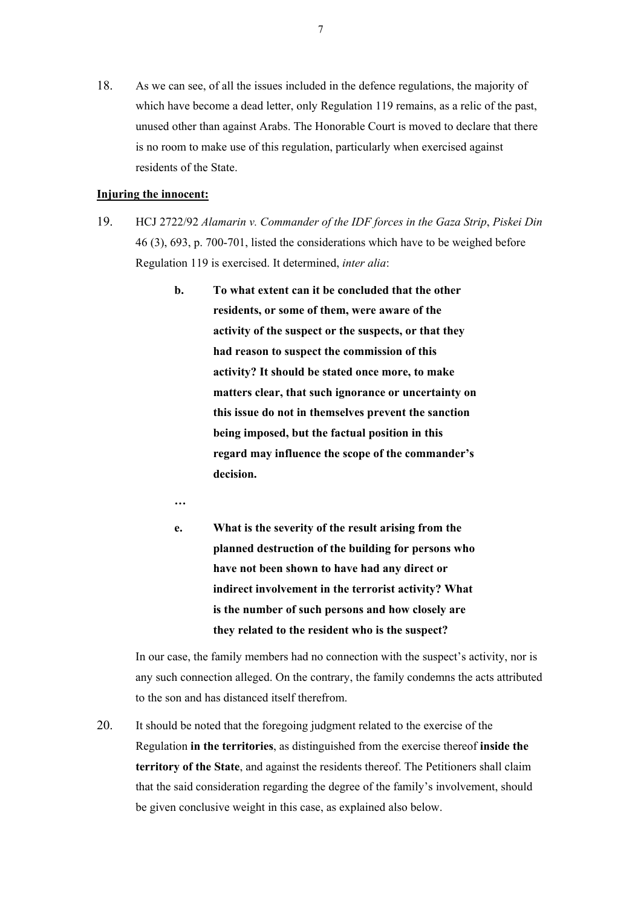18. As we can see, of all the issues included in the defence regulations, the majority of which have become a dead letter, only Regulation 119 remains, as a relic of the past, unused other than against Arabs. The Honorable Court is moved to declare that there is no room to make use of this regulation, particularly when exercised against residents of the State.

**<u>Injuring the innocent:</u>**

19. HCJ 2722/92 *Alamarin v. Commander of the IDF forces in the Gaza Strip*, *Piskei Din* 46 (3), 693, p. 700-701, listed the considerations which have to be weighed before Regulation 119 is exercised. It determined, *inter alia*:

> **b. To what extent can it be concluded that the other residents, or some of them, were aware of the activity of the suspect or the suspects, or that they had reason to suspect the commission of this activity? It should be stated once more, to make matters clear, that such ignorance or uncertainty on this issue do not in themselves prevent the sanction being imposed, but the factual position in this regard may influence the scope of the commander's decision.**
>
> **…**
>
> **e. What is the severity of the result arising from the planned destruction of the building for persons who have not been shown to have had any direct or indirect involvement in the terrorist activity? What is the number of such persons and how closely are they related to the resident who is the suspect?**

In our case, the family members had no connection with the suspect's activity, nor is any such connection alleged. On the contrary, the family condemns the acts attributed to the son and has distanced itself therefrom.

20. It should be noted that the foregoing judgment related to the exercise of the Regulation **in the territories**, as distinguished from the exercise thereof **inside the territory of the State**, and against the residents thereof. The Petitioners shall claim that the said consideration regarding the degree of the family's involvement, should be given conclusive weight in this case, as explained also below.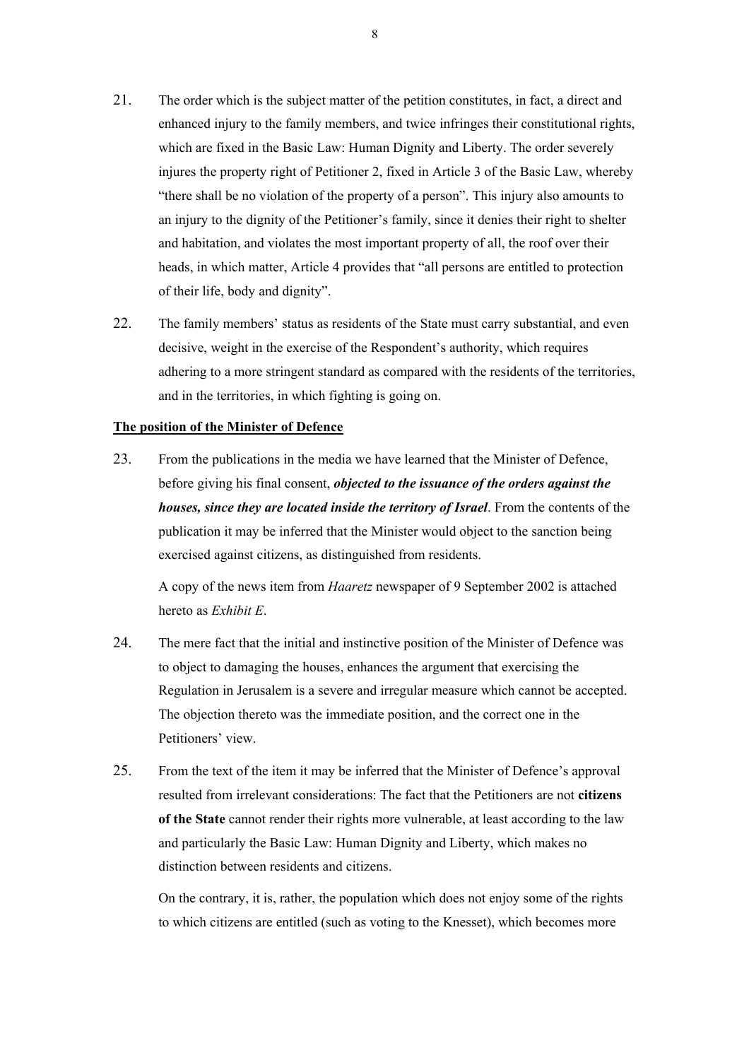21. The order which is the subject matter of the petition constitutes, in fact, a direct and enhanced injury to the family members, and twice infringes their constitutional rights, which are fixed in the Basic Law: Human Dignity and Liberty. The order severely injures the property right of Petitioner 2, fixed in Article 3 of the Basic Law, whereby "there shall be no violation of the property of a person". This injury also amounts to an injury to the dignity of the Petitioner's family, since it denies their right to shelter and habitation, and violates the most important property of all, the roof over their heads, in which matter, Article 4 provides that "all persons are entitled to protection of their life, body and dignity".

22. The family members' status as residents of the State must carry substantial, and even decisive, weight in the exercise of the Respondent's authority, which requires adhering to a more stringent standard as compared with the residents of the territories, and in the territories, in which fighting is going on.

**The position of the Minister of Defence**

23. From the publications in the media we have learned that the Minister of Defence, before giving his final consent, ***objected to the issuance of the orders against the houses, since they are located inside the territory of Israel***. From the contents of the publication it may be inferred that the Minister would object to the sanction being exercised against citizens, as distinguished from residents.

    A copy of the news item from *Haaretz* newspaper of 9 September 2002 is attached hereto as *Exhibit E*.

24. The mere fact that the initial and instinctive position of the Minister of Defence was to object to damaging the houses, enhances the argument that exercising the Regulation in Jerusalem is a severe and irregular measure which cannot be accepted. The objection thereto was the immediate position, and the correct one in the Petitioners' view.

25. From the text of the item it may be inferred that the Minister of Defence's approval resulted from irrelevant considerations: The fact that the Petitioners are not **citizens of the State** cannot render their rights more vulnerable, at least according to the law and particularly the Basic Law: Human Dignity and Liberty, which makes no distinction between residents and citizens.

    On the contrary, it is, rather, the population which does not enjoy some of the rights to which citizens are entitled (such as voting to the Knesset), which becomes more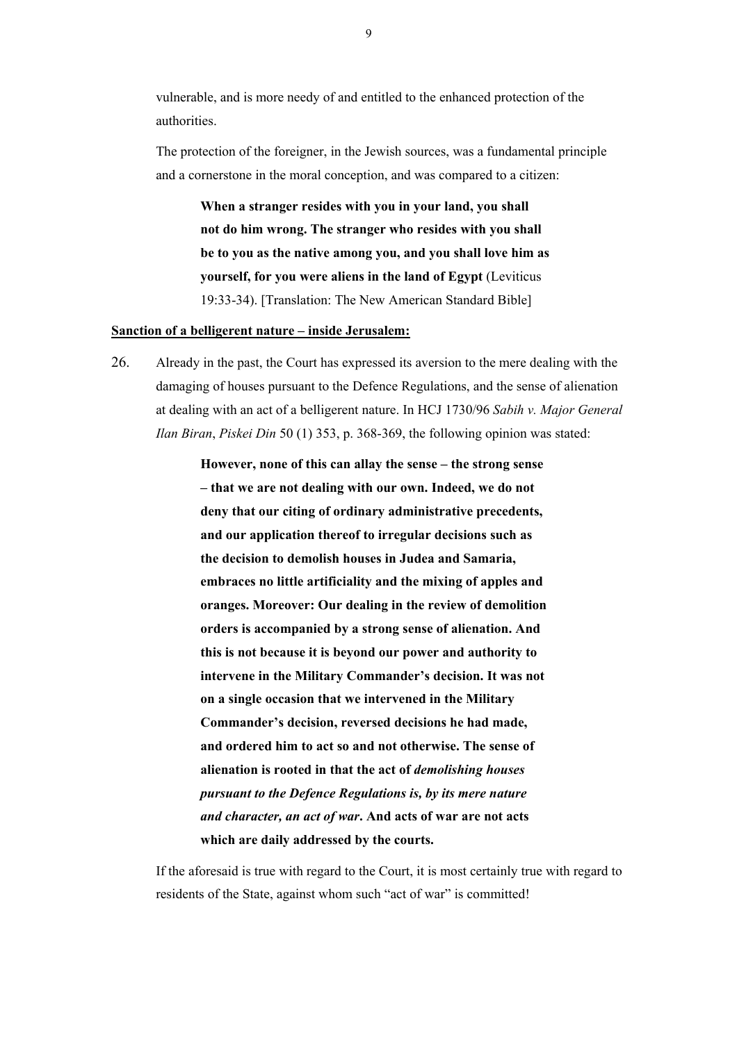vulnerable, and is more needy of and entitled to the enhanced protection of the authorities.

The protection of the foreigner, in the Jewish sources, was a fundamental principle and a cornerstone in the moral conception, and was compared to a citizen:

> **When a stranger resides with you in your land, you shall not do him wrong. The stranger who resides with you shall be to you as the native among you, and you shall love him as yourself, for you were aliens in the land of Egypt** (Leviticus 19:33-34). [Translation: The New American Standard Bible]

**Sanction of a belligerent nature – inside Jerusalem:**

26. Already in the past, the Court has expressed its aversion to the mere dealing with the damaging of houses pursuant to the Defence Regulations, and the sense of alienation at dealing with an act of a belligerent nature. In HCJ 1730/96 *Sabih v. Major General Ilan Biran*, *Piskei Din* 50 (1) 353, p. 368-369, the following opinion was stated:

> **However, none of this can allay the sense – the strong sense – that we are not dealing with our own. Indeed, we do not deny that our citing of ordinary administrative precedents, and our application thereof to irregular decisions such as the decision to demolish houses in Judea and Samaria, embraces no little artificiality and the mixing of apples and oranges. Moreover: Our dealing in the review of demolition orders is accompanied by a strong sense of alienation. And this is not because it is beyond our power and authority to intervene in the Military Commander's decision. It was not on a single occasion that we intervened in the Military Commander's decision, reversed decisions he had made, and ordered him to act so and not otherwise. The sense of alienation is rooted in that the act of *demolishing houses pursuant to the Defence Regulations is, by its mere nature and character, an act of war*. And acts of war are not acts which are daily addressed by the courts.**

If the aforesaid is true with regard to the Court, it is most certainly true with regard to residents of the State, against whom such "act of war" is committed!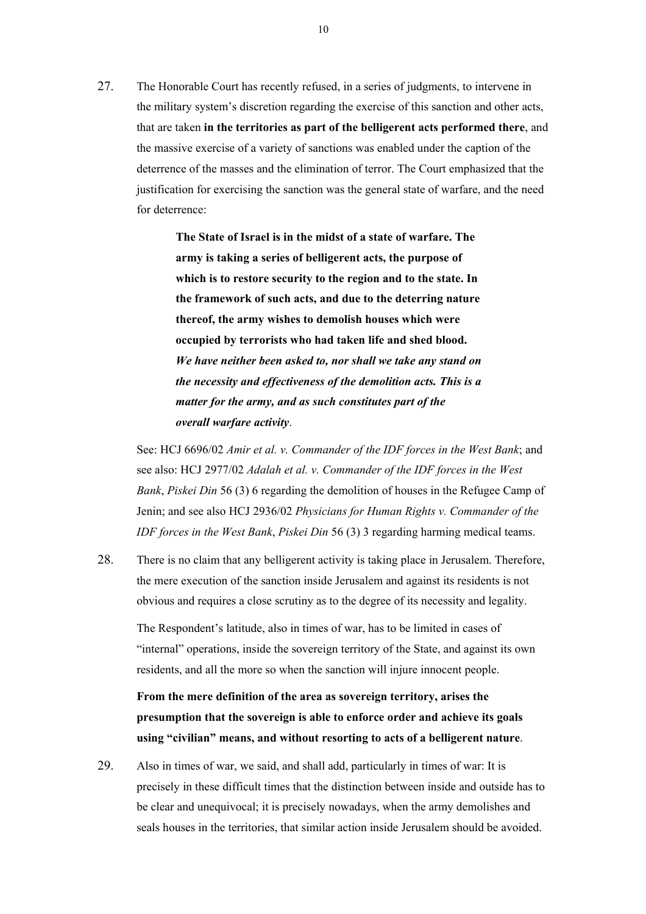27. The Honorable Court has recently refused, in a series of judgments, to intervene in the military system's discretion regarding the exercise of this sanction and other acts, that are taken **in the territories as part of the belligerent acts performed there**, and the massive exercise of a variety of sanctions was enabled under the caption of the deterrence of the masses and the elimination of terror. The Court emphasized that the justification for exercising the sanction was the general state of warfare, and the need for deterrence:

> **The State of Israel is in the midst of a state of warfare. The army is taking a series of belligerent acts, the purpose of which is to restore security to the region and to the state. In the framework of such acts, and due to the deterring nature thereof, the army wishes to demolish houses which were occupied by terrorists who had taken life and shed blood.** ***We have neither been asked to, nor shall we take any stand on the necessity and effectiveness of the demolition acts. This is a matter for the army, and as such constitutes part of the overall warfare activity***.

See: HCJ 6696/02 *Amir et al. v. Commander of the IDF forces in the West Bank*; and see also: HCJ 2977/02 *Adalah et al. v. Commander of the IDF forces in the West Bank*, *Piskei Din* 56 (3) 6 regarding the demolition of houses in the Refugee Camp of Jenin; and see also HCJ 2936/02 *Physicians for Human Rights v. Commander of the IDF forces in the West Bank*, *Piskei Din* 56 (3) 3 regarding harming medical teams.

28. There is no claim that any belligerent activity is taking place in Jerusalem. Therefore, the mere execution of the sanction inside Jerusalem and against its residents is not obvious and requires a close scrutiny as to the degree of its necessity and legality.

The Respondent's latitude, also in times of war, has to be limited in cases of "internal" operations, inside the sovereign territory of the State, and against its own residents, and all the more so when the sanction will injure innocent people.

**From the mere definition of the area as sovereign territory, arises the presumption that the sovereign is able to enforce order and achieve its goals using "civilian" means, and without resorting to acts of a belligerent nature**.

29. Also in times of war, we said, and shall add, particularly in times of war: It is precisely in these difficult times that the distinction between inside and outside has to be clear and unequivocal; it is precisely nowadays, when the army demolishes and seals houses in the territories, that similar action inside Jerusalem should be avoided.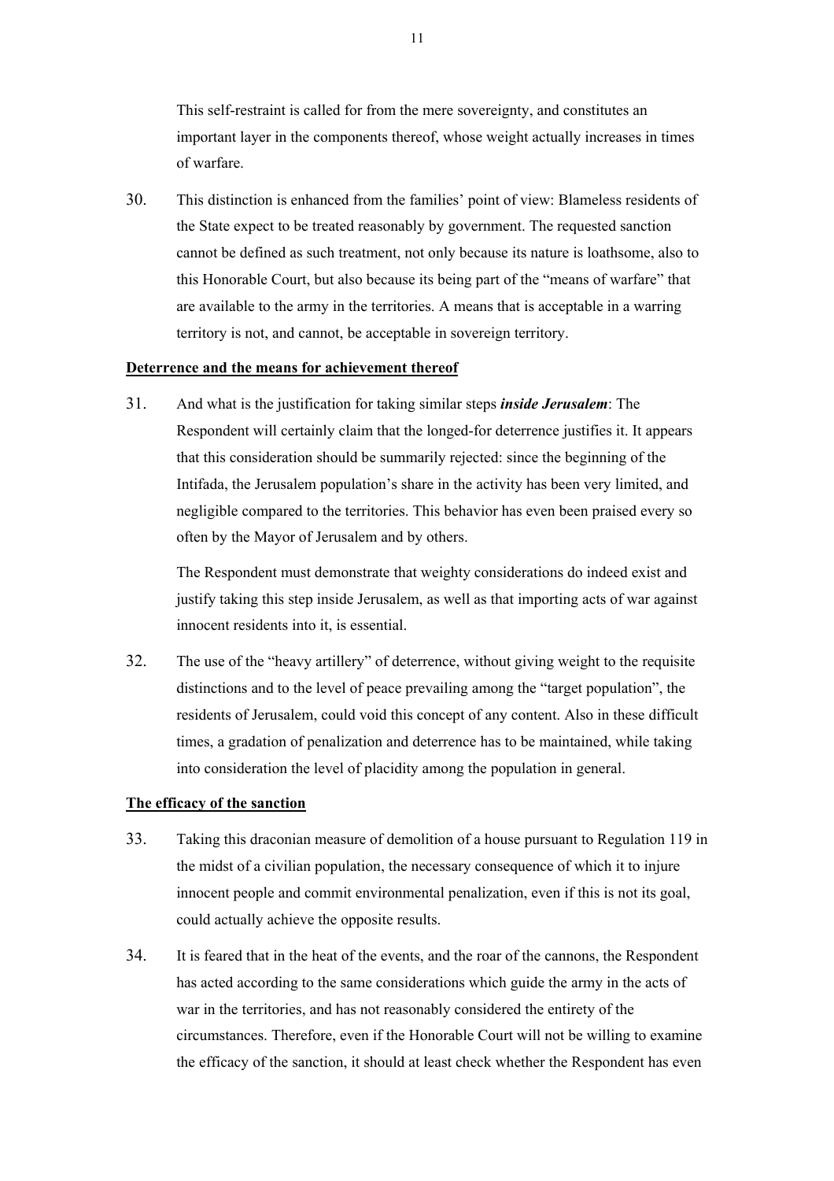This self-restraint is called for from the mere sovereignty, and constitutes an important layer in the components thereof, whose weight actually increases in times of warfare.

30. This distinction is enhanced from the families' point of view: Blameless residents of the State expect to be treated reasonably by government. The requested sanction cannot be defined as such treatment, not only because its nature is loathsome, also to this Honorable Court, but also because its being part of the "means of warfare" that are available to the army in the territories. A means that is acceptable in a warring territory is not, and cannot, be acceptable in sovereign territory.

**Deterrence and the means for achievement thereof**

31. And what is the justification for taking similar steps ***inside Jerusalem***: The Respondent will certainly claim that the longed-for deterrence justifies it. It appears that this consideration should be summarily rejected: since the beginning of the Intifada, the Jerusalem population's share in the activity has been very limited, and negligible compared to the territories. This behavior has even been praised every so often by the Mayor of Jerusalem and by others.

    The Respondent must demonstrate that weighty considerations do indeed exist and justify taking this step inside Jerusalem, as well as that importing acts of war against innocent residents into it, is essential.

32. The use of the "heavy artillery" of deterrence, without giving weight to the requisite distinctions and to the level of peace prevailing among the "target population", the residents of Jerusalem, could void this concept of any content. Also in these difficult times, a gradation of penalization and deterrence has to be maintained, while taking into consideration the level of placidity among the population in general.

**The efficacy of the sanction**

33. Taking this draconian measure of demolition of a house pursuant to Regulation 119 in the midst of a civilian population, the necessary consequence of which it to injure innocent people and commit environmental penalization, even if this is not its goal, could actually achieve the opposite results.

34. It is feared that in the heat of the events, and the roar of the cannons, the Respondent has acted according to the same considerations which guide the army in the acts of war in the territories, and has not reasonably considered the entirety of the circumstances. Therefore, even if the Honorable Court will not be willing to examine the efficacy of the sanction, it should at least check whether the Respondent has even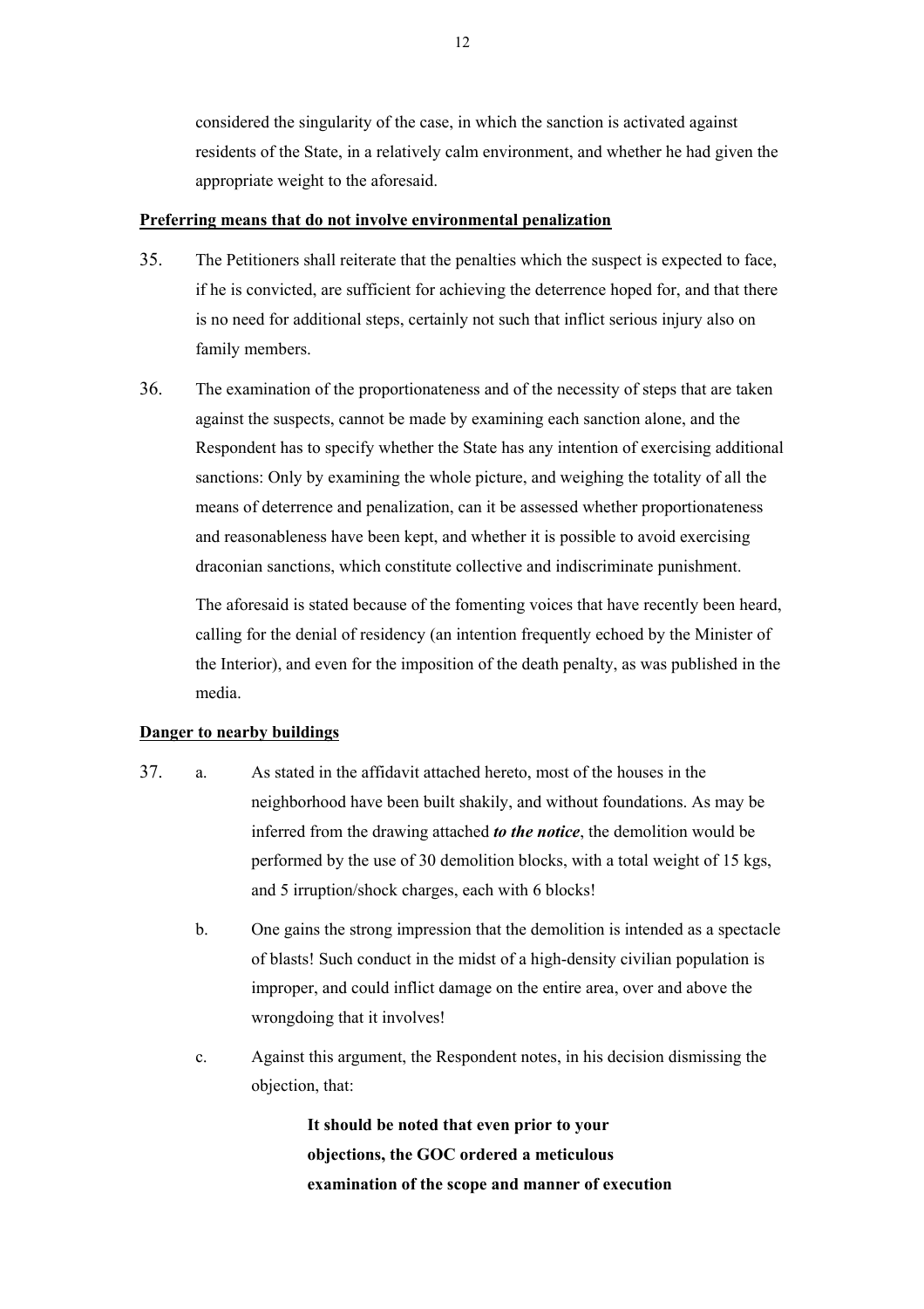considered the singularity of the case, in which the sanction is activated against residents of the State, in a relatively calm environment, and whether he had given the appropriate weight to the aforesaid.

**Preferring means that do not involve environmental penalization**

35. The Petitioners shall reiterate that the penalties which the suspect is expected to face, if he is convicted, are sufficient for achieving the deterrence hoped for, and that there is no need for additional steps, certainly not such that inflict serious injury also on family members.

36. The examination of the proportionateness and of the necessity of steps that are taken against the suspects, cannot be made by examining each sanction alone, and the Respondent has to specify whether the State has any intention of exercising additional sanctions: Only by examining the whole picture, and weighing the totality of all the means of deterrence and penalization, can it be assessed whether proportionateness and reasonableness have been kept, and whether it is possible to avoid exercising draconian sanctions, which constitute collective and indiscriminate punishment.

    The aforesaid is stated because of the fomenting voices that have recently been heard, calling for the denial of residency (an intention frequently echoed by the Minister of the Interior), and even for the imposition of the death penalty, as was published in the media.

**Danger to nearby buildings**

37. a. As stated in the affidavit attached hereto, most of the houses in the neighborhood have been built shakily, and without foundations. As may be inferred from the drawing attached ***to the notice***, the demolition would be performed by the use of 30 demolition blocks, with a total weight of 15 kgs, and 5 irruption/shock charges, each with 6 blocks!

    b. One gains the strong impression that the demolition is intended as a spectacle of blasts! Such conduct in the midst of a high-density civilian population is improper, and could inflict damage on the entire area, over and above the wrongdoing that it involves!

    c. Against this argument, the Respondent notes, in his decision dismissing the objection, that:

    > **It should be noted that even prior to your objections, the GOC ordered a meticulous examination of the scope and manner of execution**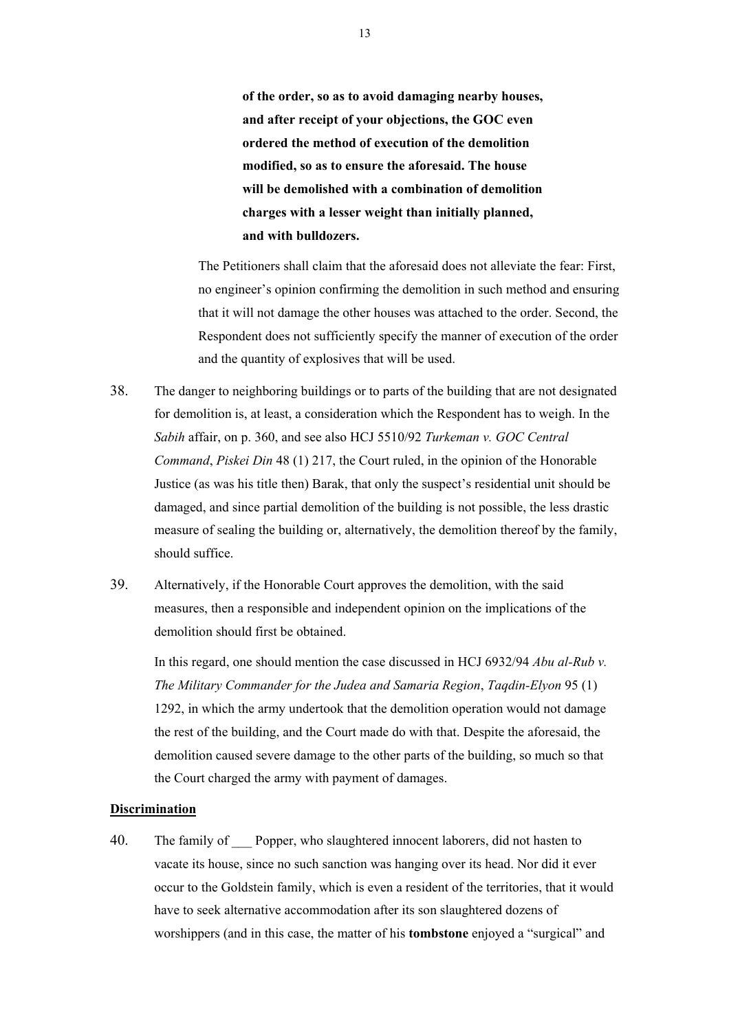**of the order, so as to avoid damaging nearby houses, and after receipt of your objections, the GOC even ordered the method of execution of the demolition modified, so as to ensure the aforesaid. The house will be demolished with a combination of demolition charges with a lesser weight than initially planned, and with bulldozers.**

The Petitioners shall claim that the aforesaid does not alleviate the fear: First, no engineer's opinion confirming the demolition in such method and ensuring that it will not damage the other houses was attached to the order. Second, the Respondent does not sufficiently specify the manner of execution of the order and the quantity of explosives that will be used.

38. The danger to neighboring buildings or to parts of the building that are not designated for demolition is, at least, a consideration which the Respondent has to weigh. In the *Sabih* affair, on p. 360, and see also HCJ 5510/92 *Turkeman v. GOC Central Command*, *Piskei Din* 48 (1) 217, the Court ruled, in the opinion of the Honorable Justice (as was his title then) Barak, that only the suspect's residential unit should be damaged, and since partial demolition of the building is not possible, the less drastic measure of sealing the building or, alternatively, the demolition thereof by the family, should suffice.

39. Alternatively, if the Honorable Court approves the demolition, with the said measures, then a responsible and independent opinion on the implications of the demolition should first be obtained.

In this regard, one should mention the case discussed in HCJ 6932/94 *Abu al-Rub v. The Military Commander for the Judea and Samaria Region*, *Taqdin-Elyon* 95 (1) 1292, in which the army undertook that the demolition operation would not damage the rest of the building, and the Court made do with that. Despite the aforesaid, the demolition caused severe damage to the other parts of the building, so much so that the Court charged the army with payment of damages.

**Discrimination**

40. The family of ___ Popper, who slaughtered innocent laborers, did not hasten to vacate its house, since no such sanction was hanging over its head. Nor did it ever occur to the Goldstein family, which is even a resident of the territories, that it would have to seek alternative accommodation after its son slaughtered dozens of worshippers (and in this case, the matter of his **tombstone** enjoyed a "surgical" and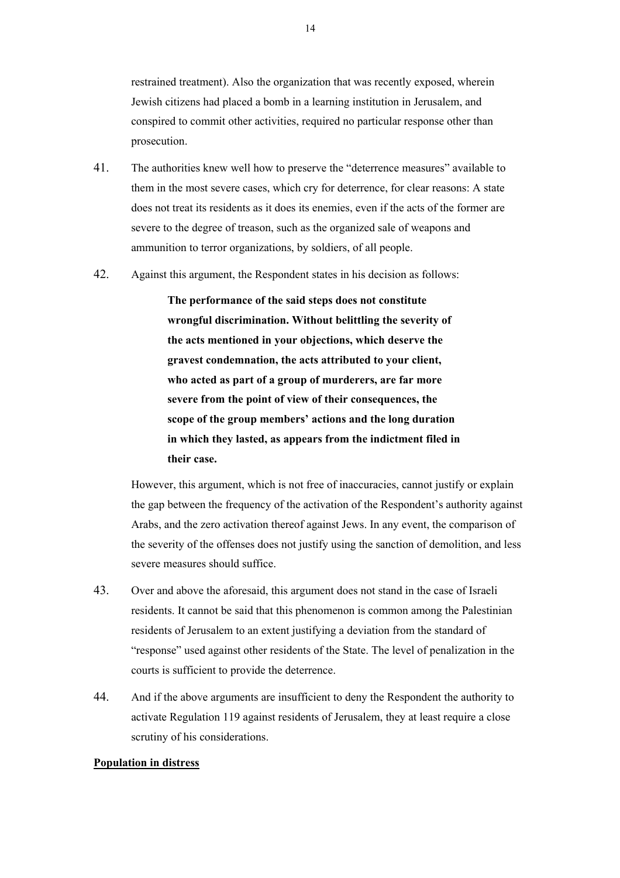restrained treatment). Also the organization that was recently exposed, wherein Jewish citizens had placed a bomb in a learning institution in Jerusalem, and conspired to commit other activities, required no particular response other than prosecution.

41. The authorities knew well how to preserve the "deterrence measures" available to them in the most severe cases, which cry for deterrence, for clear reasons: A state does not treat its residents as it does its enemies, even if the acts of the former are severe to the degree of treason, such as the organized sale of weapons and ammunition to terror organizations, by soldiers, of all people.

42. Against this argument, the Respondent states in his decision as follows:

> **The performance of the said steps does not constitute wrongful discrimination. Without belittling the severity of the acts mentioned in your objections, which deserve the gravest condemnation, the acts attributed to your client, who acted as part of a group of murderers, are far more severe from the point of view of their consequences, the scope of the group members' actions and the long duration in which they lasted, as appears from the indictment filed in their case.**

However, this argument, which is not free of inaccuracies, cannot justify or explain the gap between the frequency of the activation of the Respondent's authority against Arabs, and the zero activation thereof against Jews. In any event, the comparison of the severity of the offenses does not justify using the sanction of demolition, and less severe measures should suffice.

43. Over and above the aforesaid, this argument does not stand in the case of Israeli residents. It cannot be said that this phenomenon is common among the Palestinian residents of Jerusalem to an extent justifying a deviation from the standard of "response" used against other residents of the State. The level of penalization in the courts is sufficient to provide the deterrence.

44. And if the above arguments are insufficient to deny the Respondent the authority to activate Regulation 119 against residents of Jerusalem, they at least require a close scrutiny of his considerations.

**<u>Population in distress</u>**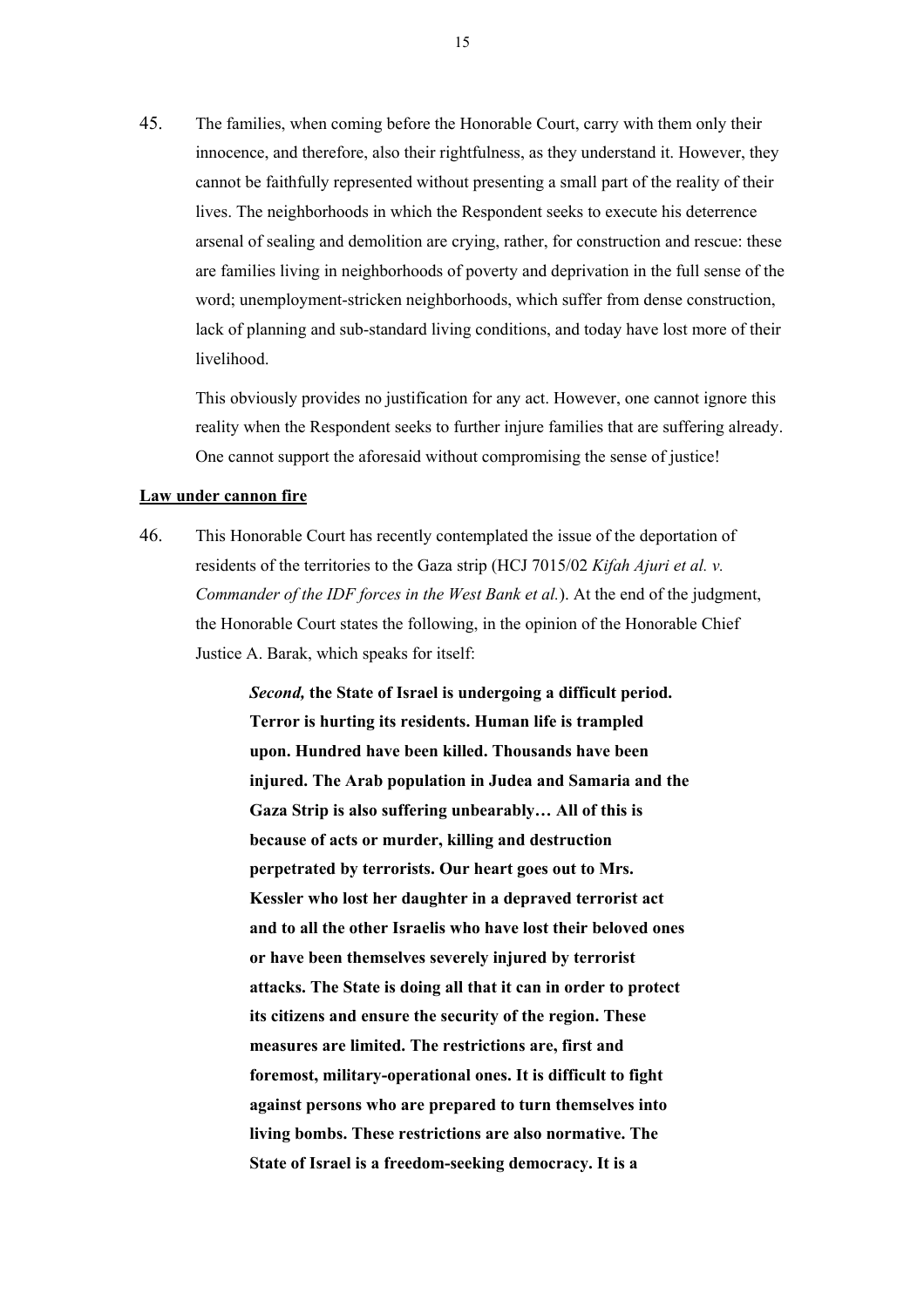45. The families, when coming before the Honorable Court, carry with them only their innocence, and therefore, also their rightfulness, as they understand it. However, they cannot be faithfully represented without presenting a small part of the reality of their lives. The neighborhoods in which the Respondent seeks to execute his deterrence arsenal of sealing and demolition are crying, rather, for construction and rescue: these are families living in neighborhoods of poverty and deprivation in the full sense of the word; unemployment-stricken neighborhoods, which suffer from dense construction, lack of planning and sub-standard living conditions, and today have lost more of their livelihood.

    This obviously provides no justification for any act. However, one cannot ignore this reality when the Respondent seeks to further injure families that are suffering already. One cannot support the aforesaid without compromising the sense of justice!

**Law under cannon fire**

46. This Honorable Court has recently contemplated the issue of the deportation of residents of the territories to the Gaza strip (HCJ 7015/02 *Kifah Ajuri et al. v. Commander of the IDF forces in the West Bank et al.*). At the end of the judgment, the Honorable Court states the following, in the opinion of the Honorable Chief Justice A. Barak, which speaks for itself:

    > ***Second,*** **the State of Israel is undergoing a difficult period. Terror is hurting its residents. Human life is trampled upon. Hundred have been killed. Thousands have been injured. The Arab population in Judea and Samaria and the Gaza Strip is also suffering unbearably… All of this is because of acts or murder, killing and destruction perpetrated by terrorists. Our heart goes out to Mrs. Kessler who lost her daughter in a depraved terrorist act and to all the other Israelis who have lost their beloved ones or have been themselves severely injured by terrorist attacks. The State is doing all that it can in order to protect its citizens and ensure the security of the region. These measures are limited. The restrictions are, first and foremost, military-operational ones. It is difficult to fight against persons who are prepared to turn themselves into living bombs. These restrictions are also normative. The State of Israel is a freedom-seeking democracy. It is a**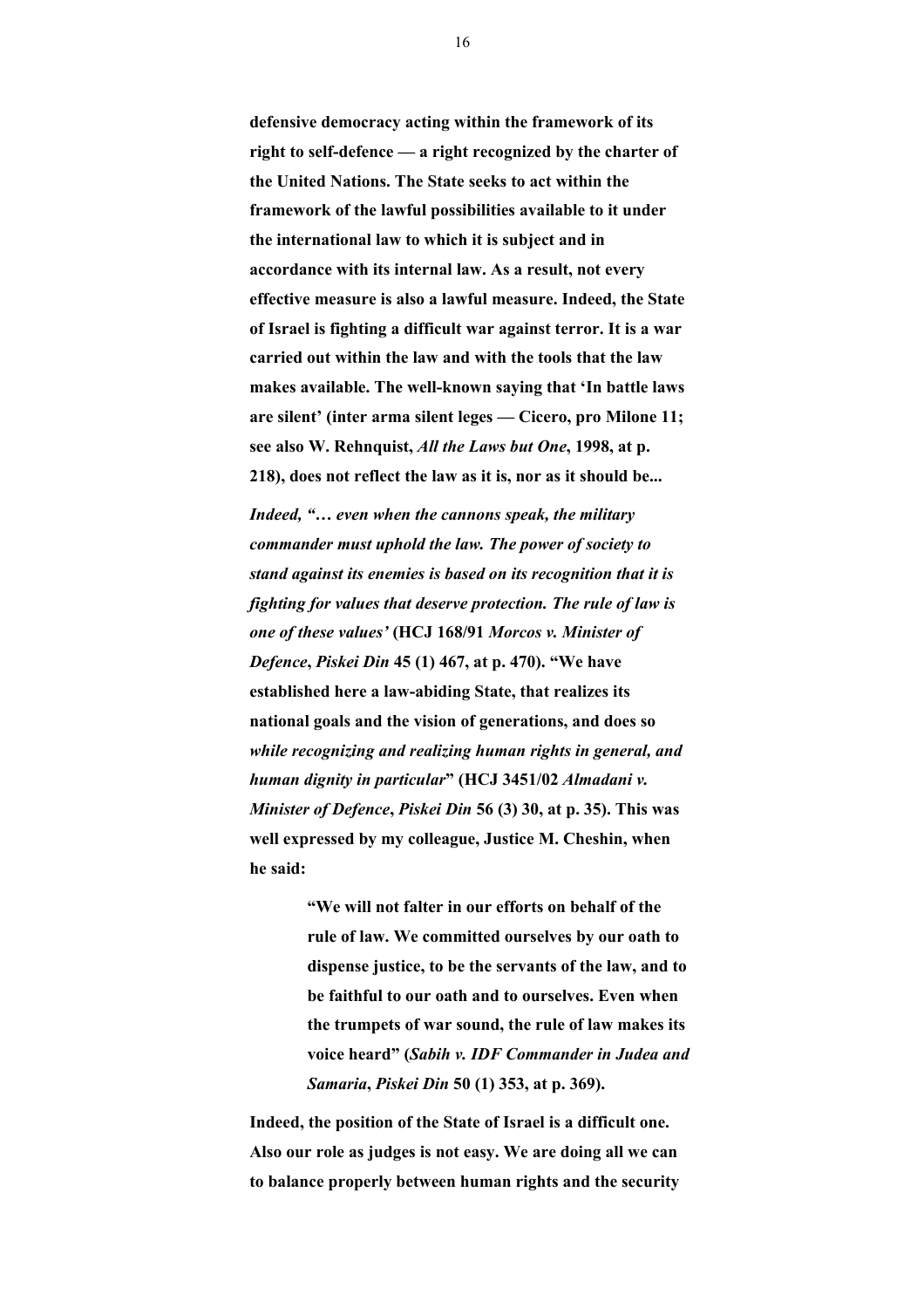**defensive democracy acting within the framework of its right to self-defence — a right recognized by the charter of the United Nations. The State seeks to act within the framework of the lawful possibilities available to it under the international law to which it is subject and in accordance with its internal law. As a result, not every effective measure is also a lawful measure. Indeed, the State of Israel is fighting a difficult war against terror. It is a war carried out within the law and with the tools that the law makes available. The well-known saying that 'In battle laws are silent' (inter arma silent leges — Cicero, pro Milone 11; see also W. Rehnquist, *All the Laws but One*, 1998, at p. 218), does not reflect the law as it is, nor as it should be...**

***Indeed, "… even when the cannons speak, the military commander must uphold the law. The power of society to stand against its enemies is based on its recognition that it is fighting for values that deserve protection. The rule of law is one of these values'* (HCJ 168/91 *Morcos v. Minister of Defence*, *Piskei Din* 45 (1) 467, at p. 470). "We have established here a law-abiding State, that realizes its national goals and the vision of generations, and does so *while recognizing and realizing human rights in general, and human dignity in particular*" (HCJ 3451/02 *Almadani v. Minister of Defence*, *Piskei Din* 56 (3) 30, at p. 35). This was well expressed by my colleague, Justice M. Cheshin, when he said:**

> **"We will not falter in our efforts on behalf of the rule of law. We committed ourselves by our oath to dispense justice, to be the servants of the law, and to be faithful to our oath and to ourselves. Even when the trumpets of war sound, the rule of law makes its voice heard" (*Sabih v. IDF Commander in Judea and Samaria*, *Piskei Din* 50 (1) 353, at p. 369).**

**Indeed, the position of the State of Israel is a difficult one. Also our role as judges is not easy. We are doing all we can to balance properly between human rights and the security**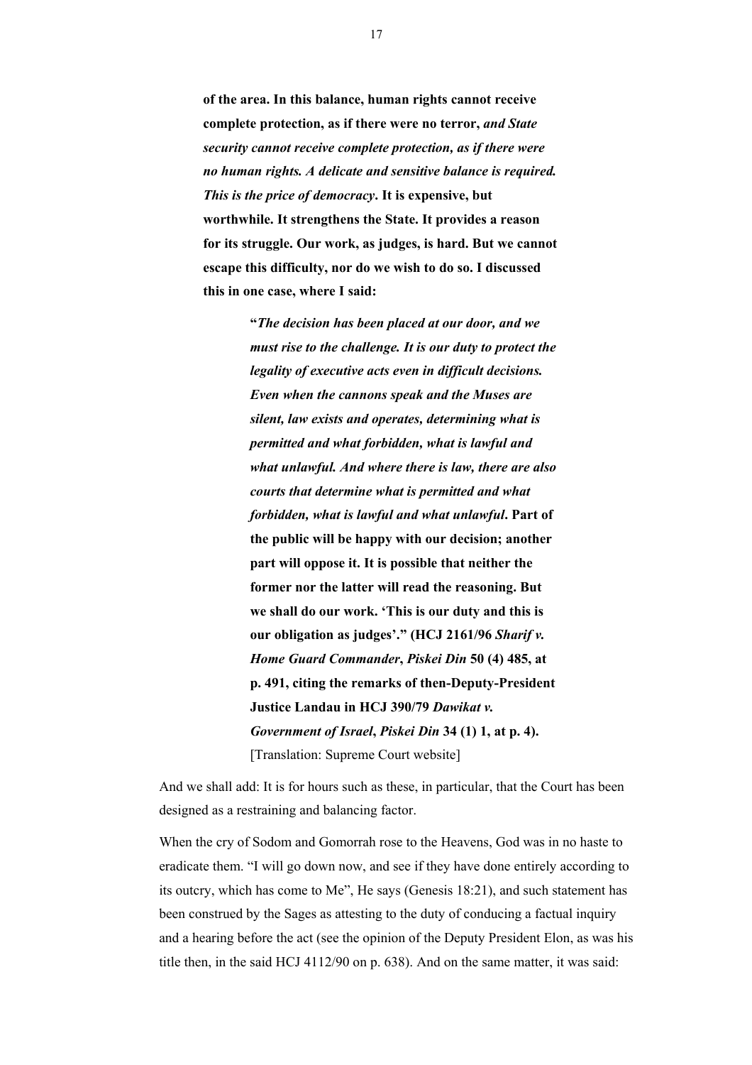> **of the area. In this balance, human rights cannot receive complete protection, as if there were no terror,** ***and State security cannot receive complete protection, as if there were no human rights. A delicate and sensitive balance is required. This is the price of democracy*****. It is expensive, but worthwhile. It strengthens the State. It provides a reason for its struggle. Our work, as judges, is hard. But we cannot escape this difficulty, nor do we wish to do so. I discussed this in one case, where I said:**
>
> > **"*The decision has been placed at our door, and we must rise to the challenge. It is our duty to protect the legality of executive acts even in difficult decisions. Even when the cannons speak and the Muses are silent, law exists and operates, determining what is permitted and what forbidden, what is lawful and what unlawful. And where there is law, there are also courts that determine what is permitted and what forbidden, what is lawful and what unlawful*. Part of the public will be happy with our decision; another part will oppose it. It is possible that neither the former nor the latter will read the reasoning. But we shall do our work. 'This is our duty and this is our obligation as judges'." (HCJ 2161/96 *Sharif v. Home Guard Commander*, *Piskei Din* 50 (4) 485, at p. 491, citing the remarks of then-Deputy-President Justice Landau in HCJ 390/79 *Dawikat v. Government of Israel*, *Piskei Din* 34 (1) 1, at p. 4).**
> > [Translation: Supreme Court website]

And we shall add: It is for hours such as these, in particular, that the Court has been designed as a restraining and balancing factor.

When the cry of Sodom and Gomorrah rose to the Heavens, God was in no haste to eradicate them. "I will go down now, and see if they have done entirely according to its outcry, which has come to Me", He says (Genesis 18:21), and such statement has been construed by the Sages as attesting to the duty of conducing a factual inquiry and a hearing before the act (see the opinion of the Deputy President Elon, as was his title then, in the said HCJ 4112/90 on p. 638). And on the same matter, it was said: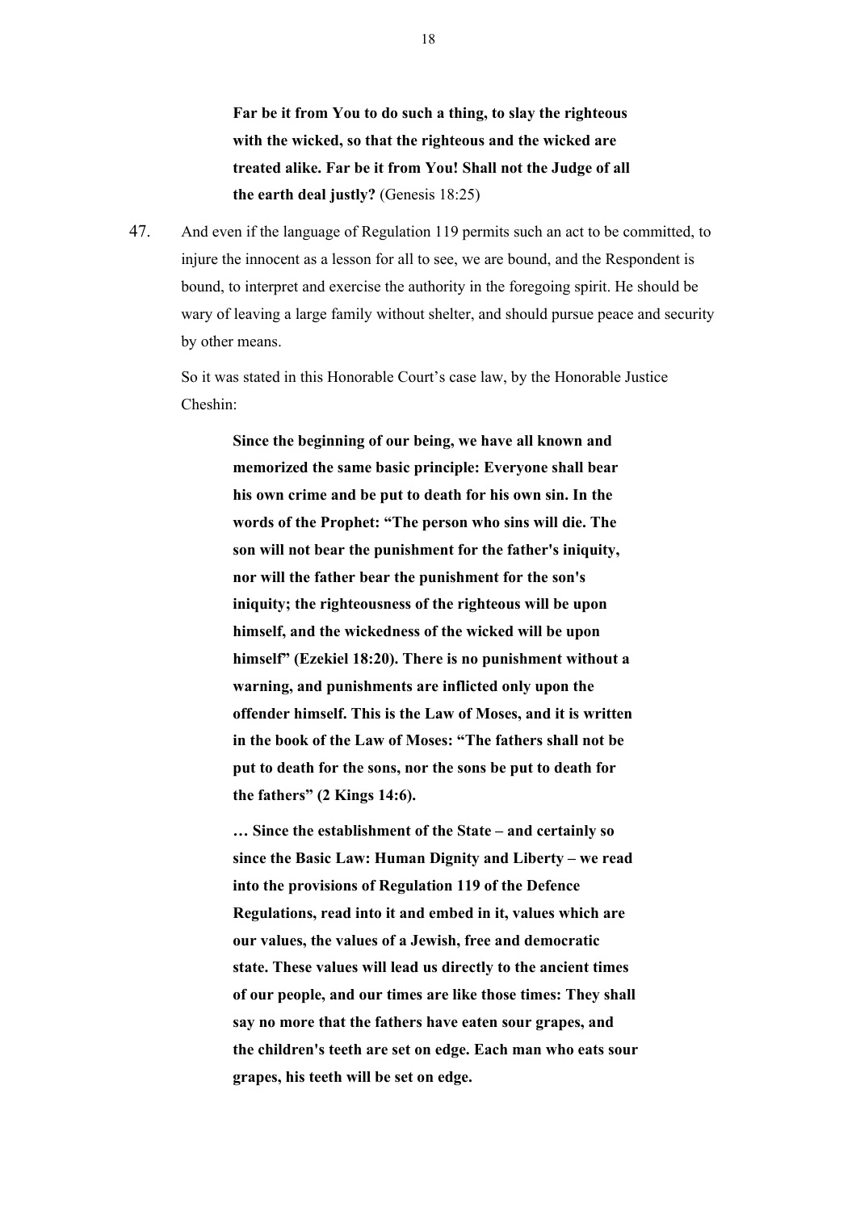> **Far be it from You to do such a thing, to slay the righteous with the wicked, so that the righteous and the wicked are treated alike. Far be it from You! Shall not the Judge of all the earth deal justly?** (Genesis 18:25)

47. And even if the language of Regulation 119 permits such an act to be committed, to injure the innocent as a lesson for all to see, we are bound, and the Respondent is bound, to interpret and exercise the authority in the foregoing spirit. He should be wary of leaving a large family without shelter, and should pursue peace and security by other means.

    So it was stated in this Honorable Court's case law, by the Honorable Justice Cheshin:

    > **Since the beginning of our being, we have all known and memorized the same basic principle: Everyone shall bear his own crime and be put to death for his own sin. In the words of the Prophet: "The person who sins will die. The son will not bear the punishment for the father's iniquity, nor will the father bear the punishment for the son's iniquity; the righteousness of the righteous will be upon himself, and the wickedness of the wicked will be upon himself" (Ezekiel 18:20). There is no punishment without a warning, and punishments are inflicted only upon the offender himself. This is the Law of Moses, and it is written in the book of the Law of Moses: "The fathers shall not be put to death for the sons, nor the sons be put to death for the fathers" (2 Kings 14:6).**
    >
    > **… Since the establishment of the State – and certainly so since the Basic Law: Human Dignity and Liberty – we read into the provisions of Regulation 119 of the Defence Regulations, read into it and embed in it, values which are our values, the values of a Jewish, free and democratic state. These values will lead us directly to the ancient times of our people, and our times are like those times: They shall say no more that the fathers have eaten sour grapes, and the children's teeth are set on edge. Each man who eats sour grapes, his teeth will be set on edge.**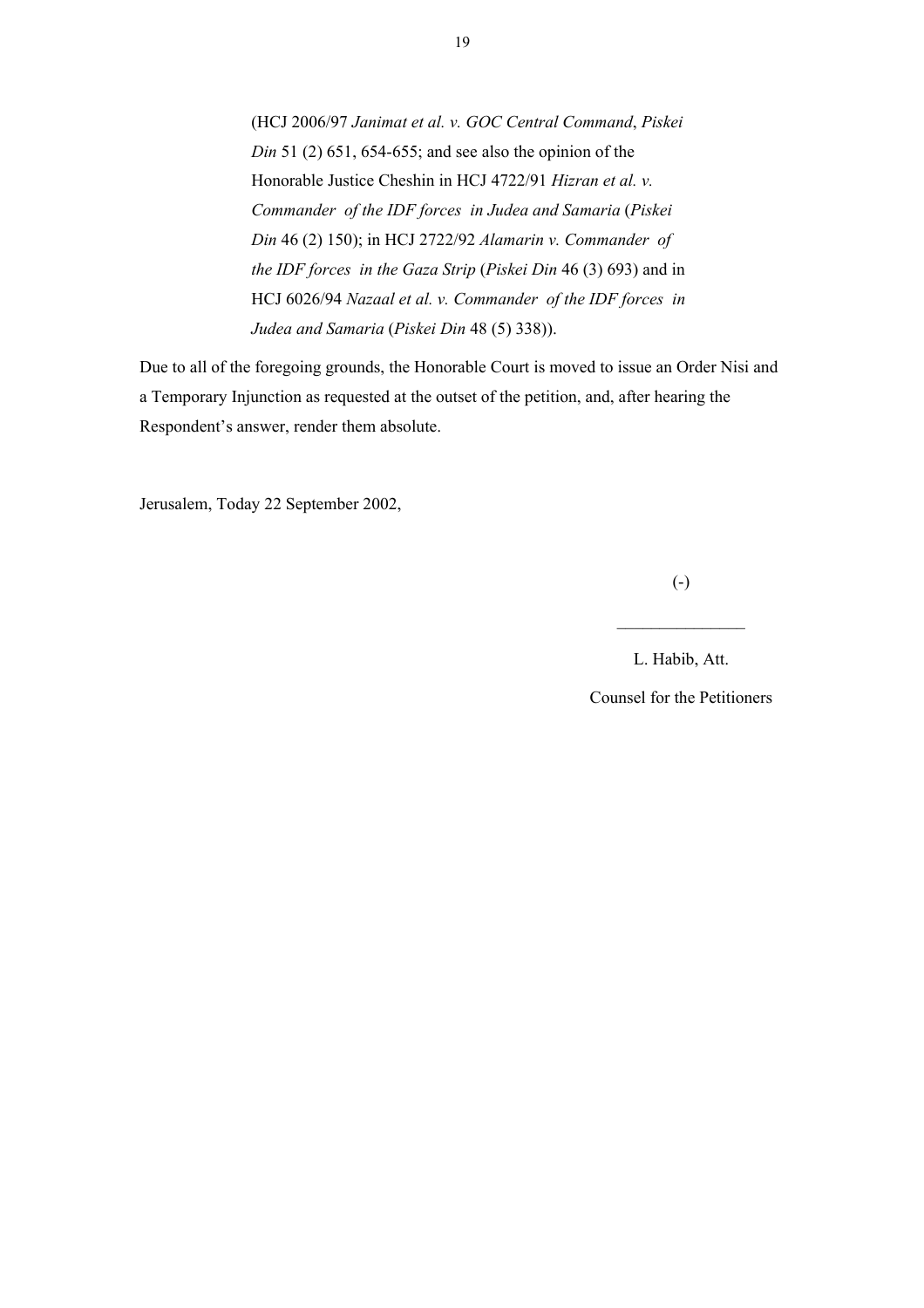(HCJ 2006/97 *Janimat et al. v. GOC Central Command*, *Piskei Din* 51 (2) 651, 654-655; and see also the opinion of the Honorable Justice Cheshin in HCJ 4722/91 *Hizran et al. v. Commander of the IDF forces in Judea and Samaria* (*Piskei Din* 46 (2) 150); in HCJ 2722/92 *Alamarin v. Commander of the IDF forces in the Gaza Strip* (*Piskei Din* 46 (3) 693) and in HCJ 6026/94 *Nazaal et al. v. Commander of the IDF forces in Judea and Samaria* (*Piskei Din* 48 (5) 338)).

Due to all of the foregoing grounds, the Honorable Court is moved to issue an Order Nisi and a Temporary Injunction as requested at the outset of the petition, and, after hearing the Respondent's answer, render them absolute.

Jerusalem, Today 22 September 2002,

(-)

_______________

L. Habib, Att.

Counsel for the Petitioners